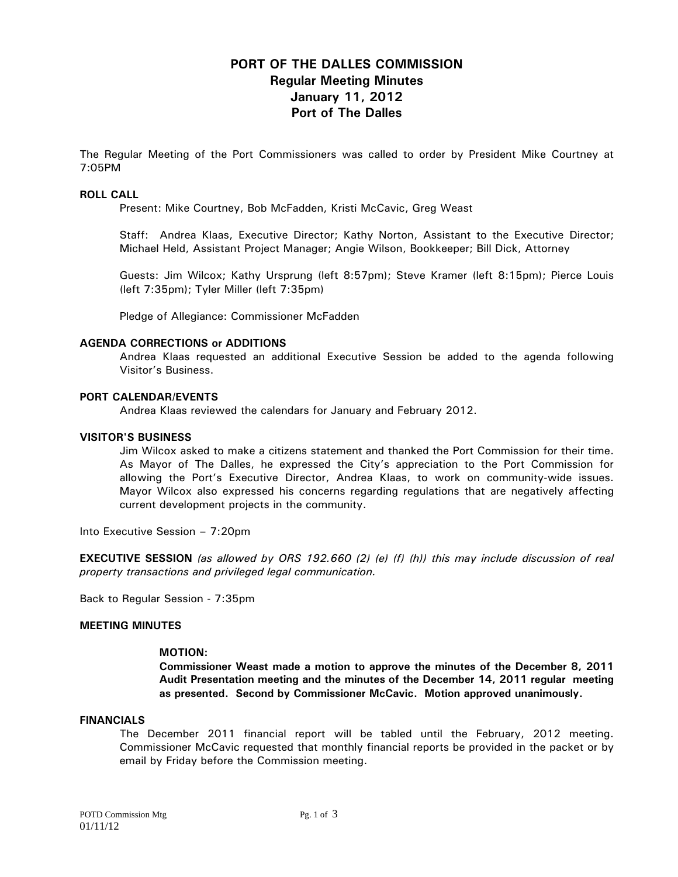# PORT OF THE DALLES COMMISSION
## Regular Meeting Minutes
## January 11, 2012
## Port of The Dalles

The Regular Meeting of the Port Commissioners was called to order by President Mike Courtney at 7:05PM

### ROLL CALL

Present: Mike Courtney, Bob McFadden, Kristi McCavic, Greg Weast

Staff: Andrea Klaas, Executive Director; Kathy Norton, Assistant to the Executive Director; Michael Held, Assistant Project Manager; Angie Wilson, Bookkeeper; Bill Dick, Attorney

Guests: Jim Wilcox; Kathy Ursprung (left 8:57pm); Steve Kramer (left 8:15pm); Pierce Louis (left 7:35pm); Tyler Miller (left 7:35pm)

Pledge of Allegiance: Commissioner McFadden

### AGENDA CORRECTIONS or ADDITIONS

Andrea Klaas requested an additional Executive Session be added to the agenda following Visitor's Business.

### PORT CALENDAR/EVENTS

Andrea Klaas reviewed the calendars for January and February 2012.

### VISITOR'S BUSINESS

Jim Wilcox asked to make a citizens statement and thanked the Port Commission for their time. As Mayor of The Dalles, he expressed the City's appreciation to the Port Commission for allowing the Port's Executive Director, Andrea Klaas, to work on community-wide issues. Mayor Wilcox also expressed his concerns regarding regulations that are negatively affecting current development projects in the community.

Into Executive Session – 7:20pm

**EXECUTIVE SESSION** *(as allowed by ORS 192.660 (2) (e) (f) (h)) this may include discussion of real property transactions and privileged legal communication.*

Back to Regular Session - 7:35pm

### MEETING MINUTES

**MOTION:**

**Commissioner Weast made a motion to approve the minutes of the December 8, 2011 Audit Presentation meeting and the minutes of the December 14, 2011 regular meeting as presented. Second by Commissioner McCavic. Motion approved unanimously.**

### FINANCIALS

The December 2011 financial report will be tabled until the February, 2012 meeting. Commissioner McCavic requested that monthly financial reports be provided in the packet or by email by Friday before the Commission meeting.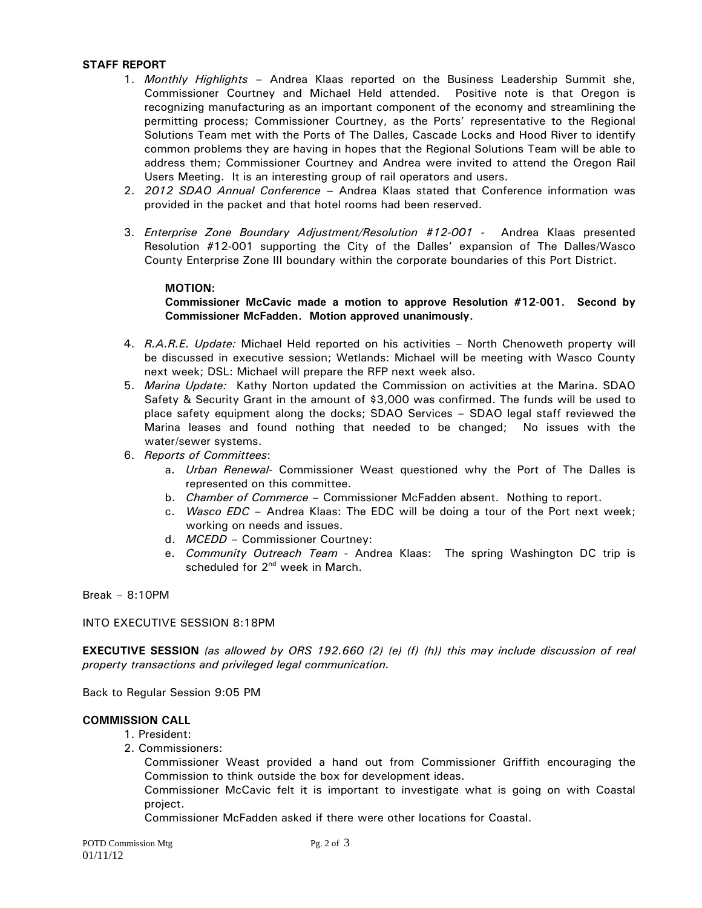**STAFF REPORT**

1. *Monthly Highlights* – Andrea Klaas reported on the Business Leadership Summit she, Commissioner Courtney and Michael Held attended. Positive note is that Oregon is recognizing manufacturing as an important component of the economy and streamlining the permitting process; Commissioner Courtney, as the Ports' representative to the Regional Solutions Team met with the Ports of The Dalles, Cascade Locks and Hood River to identify common problems they are having in hopes that the Regional Solutions Team will be able to address them; Commissioner Courtney and Andrea were invited to attend the Oregon Rail Users Meeting. It is an interesting group of rail operators and users.
2. *2012 SDAO Annual Conference* – Andrea Klaas stated that Conference information was provided in the packet and that hotel rooms had been reserved.
3. *Enterprise Zone Boundary Adjustment/Resolution #12-001* - Andrea Klaas presented Resolution #12-001 supporting the City of the Dalles' expansion of The Dalles/Wasco County Enterprise Zone III boundary within the corporate boundaries of this Port District.

   **MOTION:**
   **Commissioner McCavic made a motion to approve Resolution #12-001. Second by Commissioner McFadden. Motion approved unanimously.**

4. *R.A.R.E. Update:* Michael Held reported on his activities – North Chenoweth property will be discussed in executive session; Wetlands: Michael will be meeting with Wasco County next week; DSL: Michael will prepare the RFP next week also.
5. *Marina Update:* Kathy Norton updated the Commission on activities at the Marina. SDAO Safety & Security Grant in the amount of $3,000 was confirmed. The funds will be used to place safety equipment along the docks; SDAO Services – SDAO legal staff reviewed the Marina leases and found nothing that needed to be changed; No issues with the water/sewer systems.
6. *Reports of Committees*:
   a. *Urban Renewal*- Commissioner Weast questioned why the Port of The Dalles is represented on this committee.
   b. *Chamber of Commerce* – Commissioner McFadden absent. Nothing to report.
   c. *Wasco EDC* – Andrea Klaas: The EDC will be doing a tour of the Port next week; working on needs and issues.
   d. *MCEDD* – Commissioner Courtney:
   e. *Community Outreach Team* - Andrea Klaas: The spring Washington DC trip is scheduled for 2nd week in March.

Break – 8:10PM

INTO EXECUTIVE SESSION 8:18PM

**EXECUTIVE SESSION** *(as allowed by ORS 192.660 (2) (e) (f) (h)) this may include discussion of real property transactions and privileged legal communication.*

Back to Regular Session 9:05 PM

**COMMISSION CALL**

1. President:
2. Commissioners:

   Commissioner Weast provided a hand out from Commissioner Griffith encouraging the Commission to think outside the box for development ideas.

   Commissioner McCavic felt it is important to investigate what is going on with Coastal project.

   Commissioner McFadden asked if there were other locations for Coastal.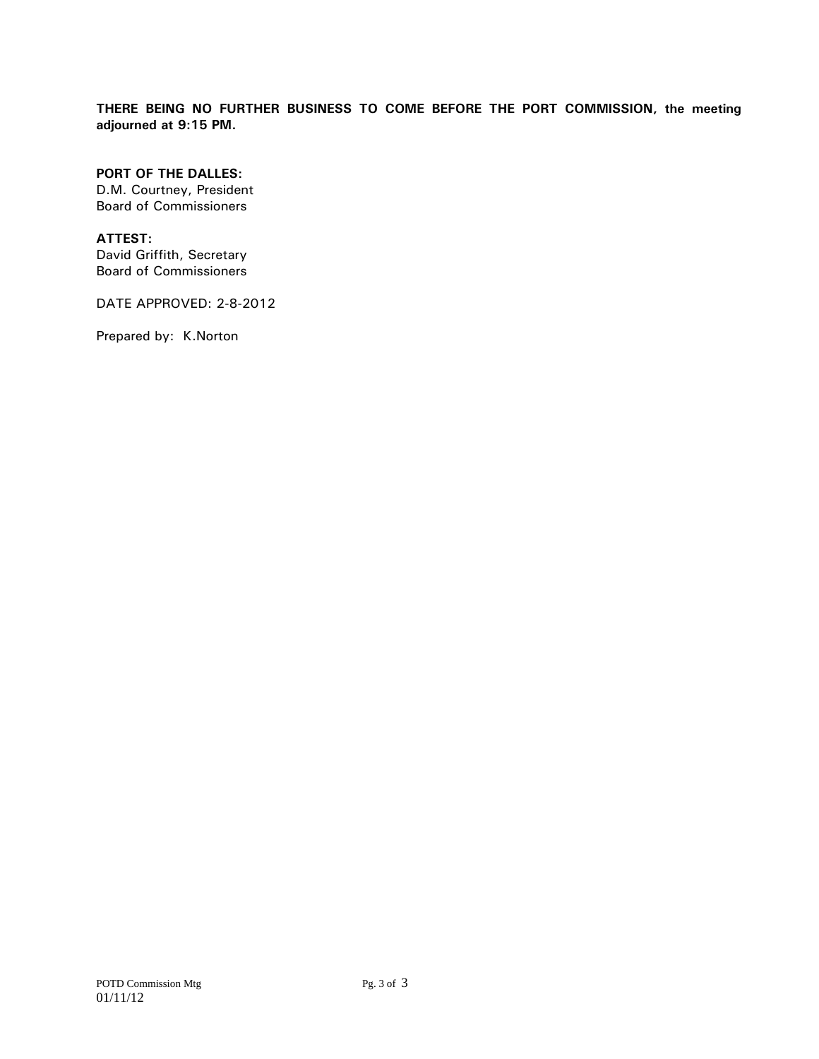**THERE BEING NO FURTHER BUSINESS TO COME BEFORE THE PORT COMMISSION, the meeting adjourned at 9:15 PM.**

**PORT OF THE DALLES:**
D.M. Courtney, President
Board of Commissioners

**ATTEST:**
David Griffith, Secretary
Board of Commissioners

DATE APPROVED: 2-8-2012

Prepared by: K.Norton